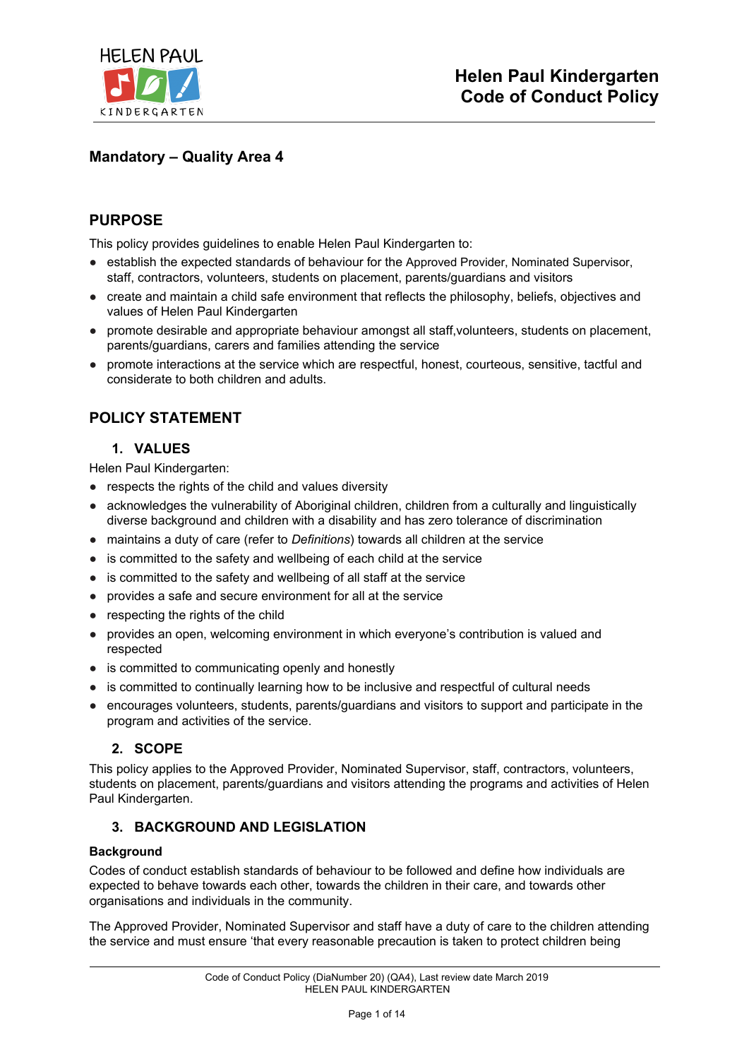# Helen Paul Kindergarten Code of Conduct Policy

## Mandatory – Quality Area 4

## PURPOSE

This policy provides guidelines to enable Helen Paul Kindergarten to:

- establish the expected standards of behaviour for the Approved Provider, Nominated Supervisor, staff, contractors, volunteers, students on placement, parents/guardians and visitors
- create and maintain a child safe environment that reflects the philosophy, beliefs, objectives and values of Helen Paul Kindergarten
- promote desirable and appropriate behaviour amongst all staff,volunteers, students on placement, parents/guardians, carers and families attending the service
- promote interactions at the service which are respectful, honest, courteous, sensitive, tactful and considerate to both children and adults.

## POLICY STATEMENT

### 1. VALUES

Helen Paul Kindergarten:

- respects the rights of the child and values diversity
- acknowledges the vulnerability of Aboriginal children, children from a culturally and linguistically diverse background and children with a disability and has zero tolerance of discrimination
- maintains a duty of care (refer to *Definitions*) towards all children at the service
- is committed to the safety and wellbeing of each child at the service
- is committed to the safety and wellbeing of all staff at the service
- provides a safe and secure environment for all at the service
- respecting the rights of the child
- provides an open, welcoming environment in which everyone's contribution is valued and respected
- is committed to communicating openly and honestly
- is committed to continually learning how to be inclusive and respectful of cultural needs
- encourages volunteers, students, parents/guardians and visitors to support and participate in the program and activities of the service.

### 2. SCOPE

This policy applies to the Approved Provider, Nominated Supervisor, staff, contractors, volunteers, students on placement, parents/guardians and visitors attending the programs and activities of Helen Paul Kindergarten.

### 3. BACKGROUND AND LEGISLATION

**Background**

Codes of conduct establish standards of behaviour to be followed and define how individuals are expected to behave towards each other, towards the children in their care, and towards other organisations and individuals in the community.

The Approved Provider, Nominated Supervisor and staff have a duty of care to the children attending the service and must ensure 'that every reasonable precaution is taken to protect children being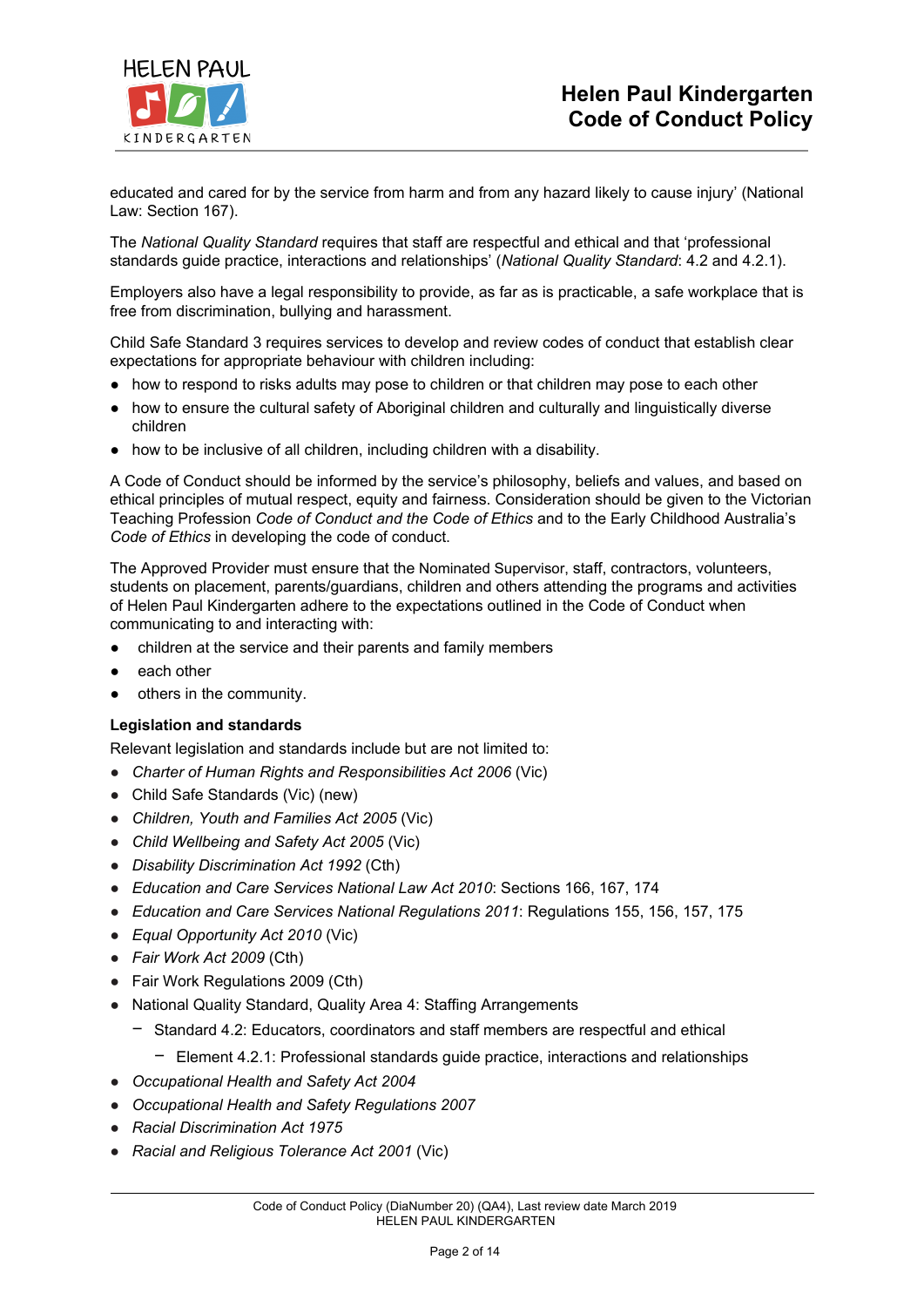educated and cared for by the service from harm and from any hazard likely to cause injury' (National Law: Section 167).

The *National Quality Standard* requires that staff are respectful and ethical and that 'professional standards guide practice, interactions and relationships' (*National Quality Standard*: 4.2 and 4.2.1).

Employers also have a legal responsibility to provide, as far as is practicable, a safe workplace that is free from discrimination, bullying and harassment.

Child Safe Standard 3 requires services to develop and review codes of conduct that establish clear expectations for appropriate behaviour with children including:

- how to respond to risks adults may pose to children or that children may pose to each other
- how to ensure the cultural safety of Aboriginal children and culturally and linguistically diverse children
- how to be inclusive of all children, including children with a disability.

A Code of Conduct should be informed by the service's philosophy, beliefs and values, and based on ethical principles of mutual respect, equity and fairness. Consideration should be given to the Victorian Teaching Profession *Code of Conduct and the Code of Ethics* and to the Early Childhood Australia's *Code of Ethics* in developing the code of conduct.

The Approved Provider must ensure that the Nominated Supervisor, staff, contractors, volunteers, students on placement, parents/guardians, children and others attending the programs and activities of Helen Paul Kindergarten adhere to the expectations outlined in the Code of Conduct when communicating to and interacting with:

- children at the service and their parents and family members
- each other
- others in the community.

**Legislation and standards**

Relevant legislation and standards include but are not limited to:

- *Charter of Human Rights and Responsibilities Act 2006* (Vic)
- Child Safe Standards (Vic) (new)
- *Children, Youth and Families Act 2005* (Vic)
- *Child Wellbeing and Safety Act 2005* (Vic)
- *Disability Discrimination Act 1992* (Cth)
- *Education and Care Services National Law Act 2010*: Sections 166, 167, 174
- *Education and Care Services National Regulations 2011*: Regulations 155, 156, 157, 175
- *Equal Opportunity Act 2010* (Vic)
- *Fair Work Act 2009* (Cth)
- Fair Work Regulations 2009 (Cth)
- National Quality Standard, Quality Area 4: Staffing Arrangements
  - Standard 4.2: Educators, coordinators and staff members are respectful and ethical
    - Element 4.2.1: Professional standards guide practice, interactions and relationships
- *Occupational Health and Safety Act 2004*
- *Occupational Health and Safety Regulations 2007*
- *Racial Discrimination Act 1975*
- *Racial and Religious Tolerance Act 2001* (Vic)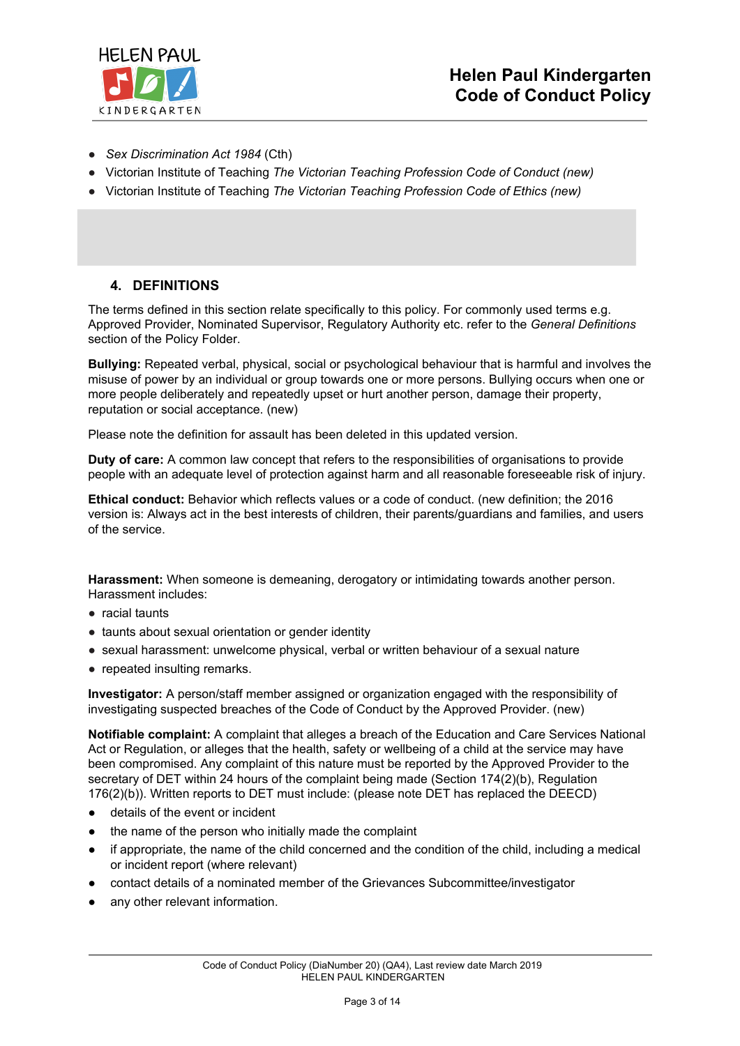- *Sex Discrimination Act 1984* (Cth)
- Victorian Institute of Teaching *The Victorian Teaching Profession Code of Conduct (new)*
- Victorian Institute of Teaching *The Victorian Teaching Profession Code of Ethics (new)*

## 4. DEFINITIONS

The terms defined in this section relate specifically to this policy. For commonly used terms e.g. Approved Provider, Nominated Supervisor, Regulatory Authority etc. refer to the *General Definitions* section of the Policy Folder.

**Bullying:** Repeated verbal, physical, social or psychological behaviour that is harmful and involves the misuse of power by an individual or group towards one or more persons. Bullying occurs when one or more people deliberately and repeatedly upset or hurt another person, damage their property, reputation or social acceptance. (new)

Please note the definition for assault has been deleted in this updated version.

**Duty of care:** A common law concept that refers to the responsibilities of organisations to provide people with an adequate level of protection against harm and all reasonable foreseeable risk of injury.

**Ethical conduct:** Behavior which reflects values or a code of conduct. (new definition; the 2016 version is: Always act in the best interests of children, their parents/guardians and families, and users of the service.

**Harassment:** When someone is demeaning, derogatory or intimidating towards another person. Harassment includes:

- racial taunts
- taunts about sexual orientation or gender identity
- sexual harassment: unwelcome physical, verbal or written behaviour of a sexual nature
- repeated insulting remarks.

**Investigator:** A person/staff member assigned or organization engaged with the responsibility of investigating suspected breaches of the Code of Conduct by the Approved Provider. (new)

**Notifiable complaint:** A complaint that alleges a breach of the Education and Care Services National Act or Regulation, or alleges that the health, safety or wellbeing of a child at the service may have been compromised. Any complaint of this nature must be reported by the Approved Provider to the secretary of DET within 24 hours of the complaint being made (Section 174(2)(b), Regulation 176(2)(b)). Written reports to DET must include: (please note DET has replaced the DEECD)

- details of the event or incident
- the name of the person who initially made the complaint
- if appropriate, the name of the child concerned and the condition of the child, including a medical or incident report (where relevant)
- contact details of a nominated member of the Grievances Subcommittee/investigator
- any other relevant information.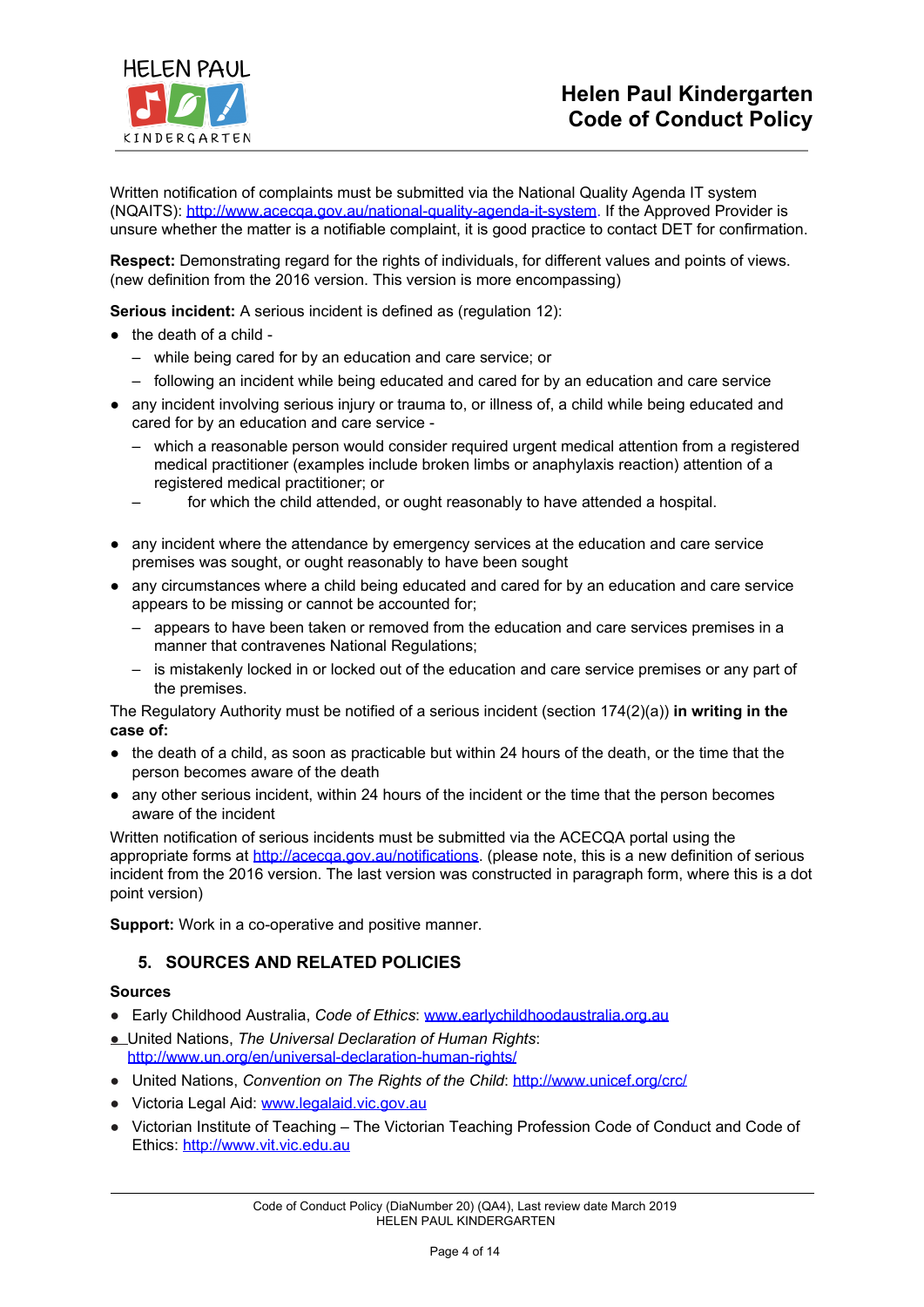Written notification of complaints must be submitted via the National Quality Agenda IT system (NQAITS): http://www.acecqa.gov.au/national-quality-agenda-it-system. If the Approved Provider is unsure whether the matter is a notifiable complaint, it is good practice to contact DET for confirmation.

**Respect:** Demonstrating regard for the rights of individuals, for different values and points of views. (new definition from the 2016 version. This version is more encompassing)

**Serious incident:** A serious incident is defined as (regulation 12):

- the death of a child -
  - while being cared for by an education and care service; or
  - following an incident while being educated and cared for by an education and care service
- any incident involving serious injury or trauma to, or illness of, a child while being educated and cared for by an education and care service -
  - which a reasonable person would consider required urgent medical attention from a registered medical practitioner (examples include broken limbs or anaphylaxis reaction) attention of a registered medical practitioner; or
  - for which the child attended, or ought reasonably to have attended a hospital.
- any incident where the attendance by emergency services at the education and care service premises was sought, or ought reasonably to have been sought
- any circumstances where a child being educated and cared for by an education and care service appears to be missing or cannot be accounted for;
  - appears to have been taken or removed from the education and care services premises in a manner that contravenes National Regulations;
  - is mistakenly locked in or locked out of the education and care service premises or any part of the premises.

The Regulatory Authority must be notified of a serious incident (section 174(2)(a)) **in writing in the case of:**

- the death of a child, as soon as practicable but within 24 hours of the death, or the time that the person becomes aware of the death
- any other serious incident, within 24 hours of the incident or the time that the person becomes aware of the incident

Written notification of serious incidents must be submitted via the ACECQA portal using the appropriate forms at http://acecqa.gov.au/notifications. (please note, this is a new definition of serious incident from the 2016 version. The last version was constructed in paragraph form, where this is a dot point version)

**Support:** Work in a co-operative and positive manner.

## 5. SOURCES AND RELATED POLICIES

**Sources**

- Early Childhood Australia, *Code of Ethics*: www.earlychildhoodaustralia.org.au
- United Nations, *The Universal Declaration of Human Rights*: http://www.un.org/en/universal-declaration-human-rights/
- United Nations, *Convention on The Rights of the Child*: http://www.unicef.org/crc/
- Victoria Legal Aid: www.legalaid.vic.gov.au
- Victorian Institute of Teaching – The Victorian Teaching Profession Code of Conduct and Code of Ethics: http://www.vit.vic.edu.au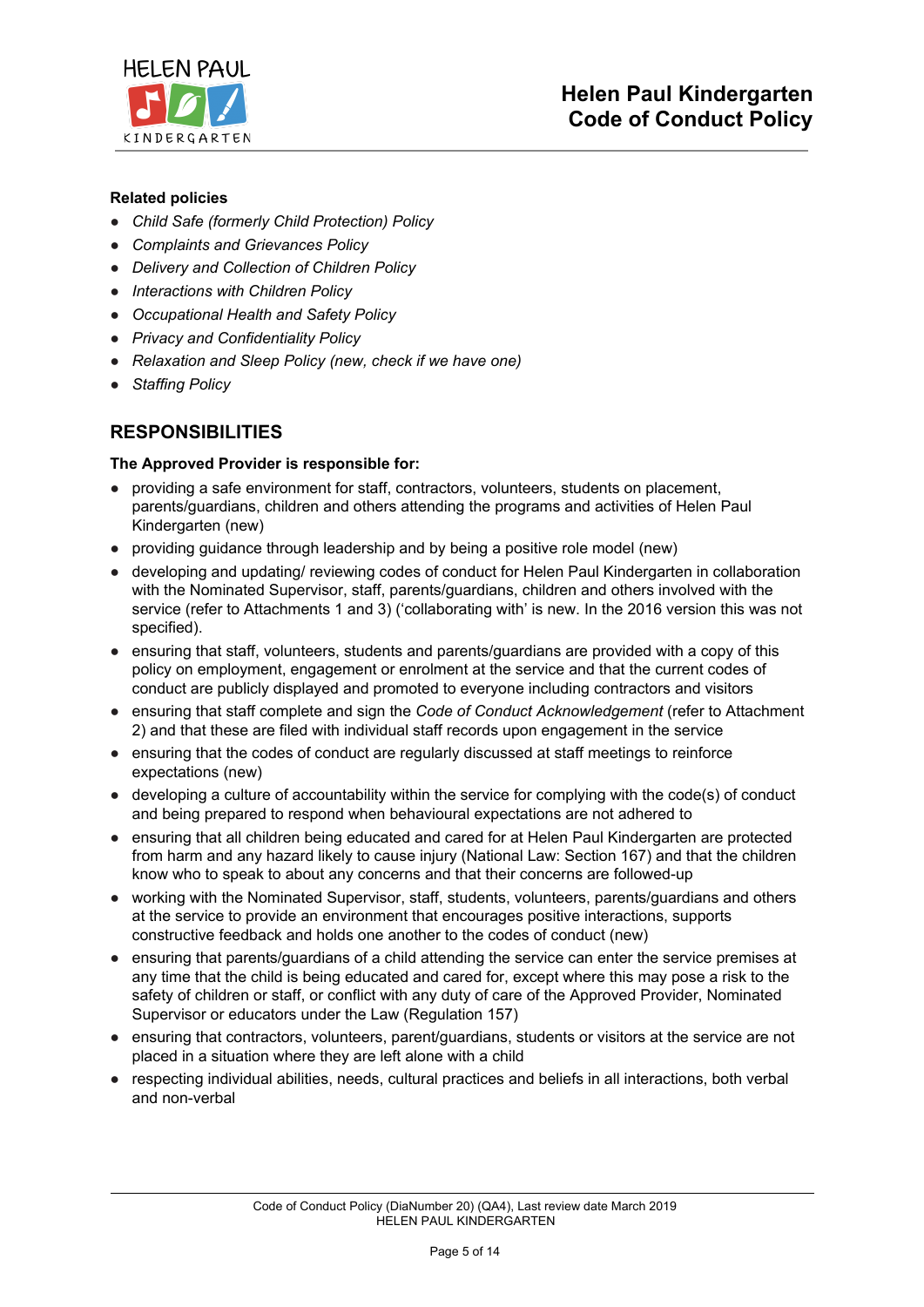**Related policies**

- *Child Safe (formerly Child Protection) Policy*
- *Complaints and Grievances Policy*
- *Delivery and Collection of Children Policy*
- *Interactions with Children Policy*
- *Occupational Health and Safety Policy*
- *Privacy and Confidentiality Policy*
- *Relaxation and Sleep Policy (new, check if we have one)*
- *Staffing Policy*

## RESPONSIBILITIES

**The Approved Provider is responsible for:**

- providing a safe environment for staff, contractors, volunteers, students on placement, parents/guardians, children and others attending the programs and activities of Helen Paul Kindergarten (new)
- providing guidance through leadership and by being a positive role model (new)
- developing and updating/ reviewing codes of conduct for Helen Paul Kindergarten in collaboration with the Nominated Supervisor, staff, parents/guardians, children and others involved with the service (refer to Attachments 1 and 3) ('collaborating with' is new. In the 2016 version this was not specified).
- ensuring that staff, volunteers, students and parents/guardians are provided with a copy of this policy on employment, engagement or enrolment at the service and that the current codes of conduct are publicly displayed and promoted to everyone including contractors and visitors
- ensuring that staff complete and sign the *Code of Conduct Acknowledgement* (refer to Attachment 2) and that these are filed with individual staff records upon engagement in the service
- ensuring that the codes of conduct are regularly discussed at staff meetings to reinforce expectations (new)
- developing a culture of accountability within the service for complying with the code(s) of conduct and being prepared to respond when behavioural expectations are not adhered to
- ensuring that all children being educated and cared for at Helen Paul Kindergarten are protected from harm and any hazard likely to cause injury (National Law: Section 167) and that the children know who to speak to about any concerns and that their concerns are followed-up
- working with the Nominated Supervisor, staff, students, volunteers, parents/guardians and others at the service to provide an environment that encourages positive interactions, supports constructive feedback and holds one another to the codes of conduct (new)
- ensuring that parents/guardians of a child attending the service can enter the service premises at any time that the child is being educated and cared for, except where this may pose a risk to the safety of children or staff, or conflict with any duty of care of the Approved Provider, Nominated Supervisor or educators under the Law (Regulation 157)
- ensuring that contractors, volunteers, parent/guardians, students or visitors at the service are not placed in a situation where they are left alone with a child
- respecting individual abilities, needs, cultural practices and beliefs in all interactions, both verbal and non-verbal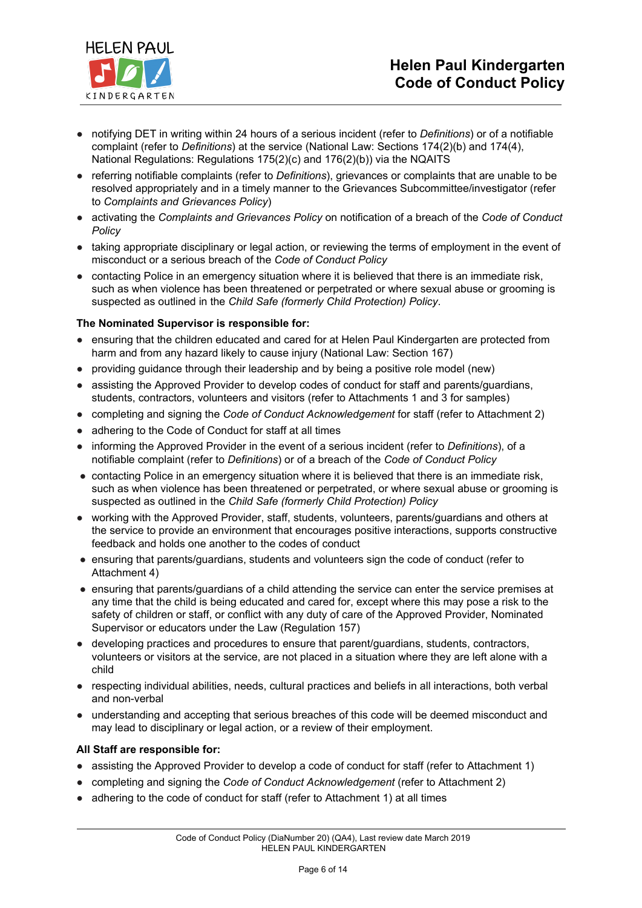- notifying DET in writing within 24 hours of a serious incident (refer to *Definitions*) or of a notifiable complaint (refer to *Definitions*) at the service (National Law: Sections 174(2)(b) and 174(4), National Regulations: Regulations 175(2)(c) and 176(2)(b)) via the NQAITS
- referring notifiable complaints (refer to *Definitions*), grievances or complaints that are unable to be resolved appropriately and in a timely manner to the Grievances Subcommittee/investigator (refer to *Complaints and Grievances Policy*)
- activating the *Complaints and Grievances Policy* on notification of a breach of the *Code of Conduct Policy*
- taking appropriate disciplinary or legal action, or reviewing the terms of employment in the event of misconduct or a serious breach of the *Code of Conduct Policy*
- contacting Police in an emergency situation where it is believed that there is an immediate risk, such as when violence has been threatened or perpetrated or where sexual abuse or grooming is suspected as outlined in the *Child Safe (formerly Child Protection) Policy*.

**The Nominated Supervisor is responsible for:**

- ensuring that the children educated and cared for at Helen Paul Kindergarten are protected from harm and from any hazard likely to cause injury (National Law: Section 167)
- providing guidance through their leadership and by being a positive role model (new)
- assisting the Approved Provider to develop codes of conduct for staff and parents/guardians, students, contractors, volunteers and visitors (refer to Attachments 1 and 3 for samples)
- completing and signing the *Code of Conduct Acknowledgement* for staff (refer to Attachment 2)
- adhering to the Code of Conduct for staff at all times
- informing the Approved Provider in the event of a serious incident (refer to *Definitions*), of a notifiable complaint (refer to *Definitions*) or of a breach of the *Code of Conduct Policy*
- contacting Police in an emergency situation where it is believed that there is an immediate risk, such as when violence has been threatened or perpetrated, or where sexual abuse or grooming is suspected as outlined in the *Child Safe (formerly Child Protection) Policy*
- working with the Approved Provider, staff, students, volunteers, parents/guardians and others at the service to provide an environment that encourages positive interactions, supports constructive feedback and holds one another to the codes of conduct
- ensuring that parents/guardians, students and volunteers sign the code of conduct (refer to Attachment 4)
- ensuring that parents/guardians of a child attending the service can enter the service premises at any time that the child is being educated and cared for, except where this may pose a risk to the safety of children or staff, or conflict with any duty of care of the Approved Provider, Nominated Supervisor or educators under the Law (Regulation 157)
- developing practices and procedures to ensure that parent/guardians, students, contractors, volunteers or visitors at the service, are not placed in a situation where they are left alone with a child
- respecting individual abilities, needs, cultural practices and beliefs in all interactions, both verbal and non-verbal
- understanding and accepting that serious breaches of this code will be deemed misconduct and may lead to disciplinary or legal action, or a review of their employment.

**All Staff are responsible for:**

- assisting the Approved Provider to develop a code of conduct for staff (refer to Attachment 1)
- completing and signing the *Code of Conduct Acknowledgement* (refer to Attachment 2)
- adhering to the code of conduct for staff (refer to Attachment 1) at all times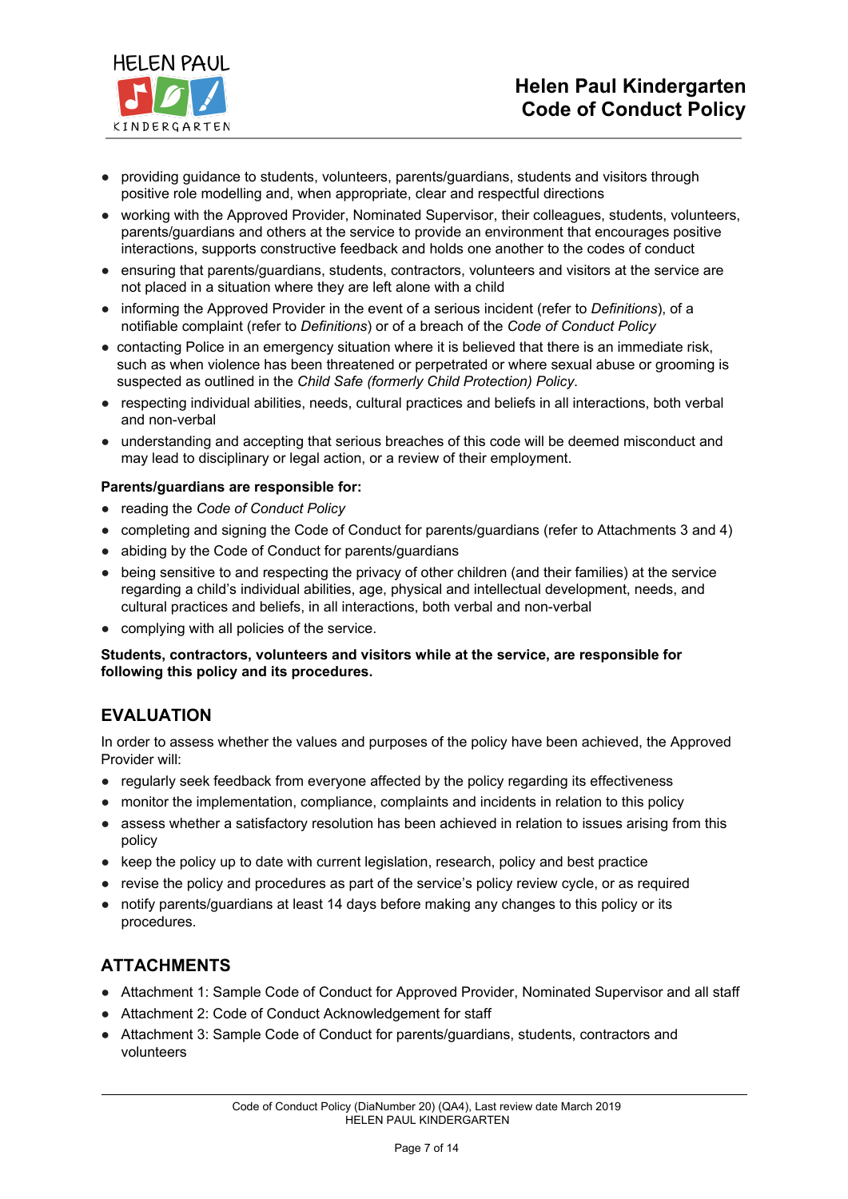- providing guidance to students, volunteers, parents/guardians, students and visitors through positive role modelling and, when appropriate, clear and respectful directions
- working with the Approved Provider, Nominated Supervisor, their colleagues, students, volunteers, parents/guardians and others at the service to provide an environment that encourages positive interactions, supports constructive feedback and holds one another to the codes of conduct
- ensuring that parents/guardians, students, contractors, volunteers and visitors at the service are not placed in a situation where they are left alone with a child
- informing the Approved Provider in the event of a serious incident (refer to *Definitions*), of a notifiable complaint (refer to *Definitions*) or of a breach of the *Code of Conduct Policy*
- contacting Police in an emergency situation where it is believed that there is an immediate risk, such as when violence has been threatened or perpetrated or where sexual abuse or grooming is suspected as outlined in the *Child Safe (formerly Child Protection) Policy*.
- respecting individual abilities, needs, cultural practices and beliefs in all interactions, both verbal and non-verbal
- understanding and accepting that serious breaches of this code will be deemed misconduct and may lead to disciplinary or legal action, or a review of their employment.

**Parents/guardians are responsible for:**

- reading the *Code of Conduct Policy*
- completing and signing the Code of Conduct for parents/guardians (refer to Attachments 3 and 4)
- abiding by the Code of Conduct for parents/guardians
- being sensitive to and respecting the privacy of other children (and their families) at the service regarding a child's individual abilities, age, physical and intellectual development, needs, and cultural practices and beliefs, in all interactions, both verbal and non-verbal
- complying with all policies of the service.

**Students, contractors, volunteers and visitors while at the service, are responsible for following this policy and its procedures.**

## EVALUATION

In order to assess whether the values and purposes of the policy have been achieved, the Approved Provider will:

- regularly seek feedback from everyone affected by the policy regarding its effectiveness
- monitor the implementation, compliance, complaints and incidents in relation to this policy
- assess whether a satisfactory resolution has been achieved in relation to issues arising from this policy
- keep the policy up to date with current legislation, research, policy and best practice
- revise the policy and procedures as part of the service's policy review cycle, or as required
- notify parents/guardians at least 14 days before making any changes to this policy or its procedures.

## ATTACHMENTS

- Attachment 1: Sample Code of Conduct for Approved Provider, Nominated Supervisor and all staff
- Attachment 2: Code of Conduct Acknowledgement for staff
- Attachment 3: Sample Code of Conduct for parents/guardians, students, contractors and volunteers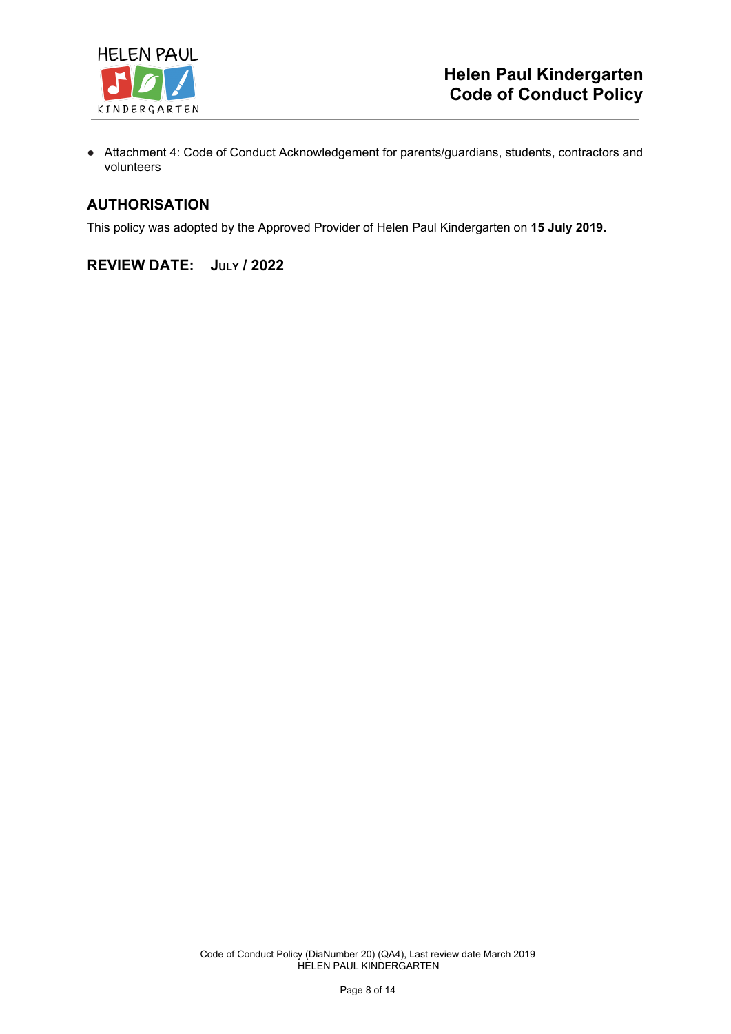- Attachment 4: Code of Conduct Acknowledgement for parents/guardians, students, contractors and volunteers

## AUTHORISATION

This policy was adopted by the Approved Provider of Helen Paul Kindergarten on **15 July 2019.**

## REVIEW DATE: JULY / 2022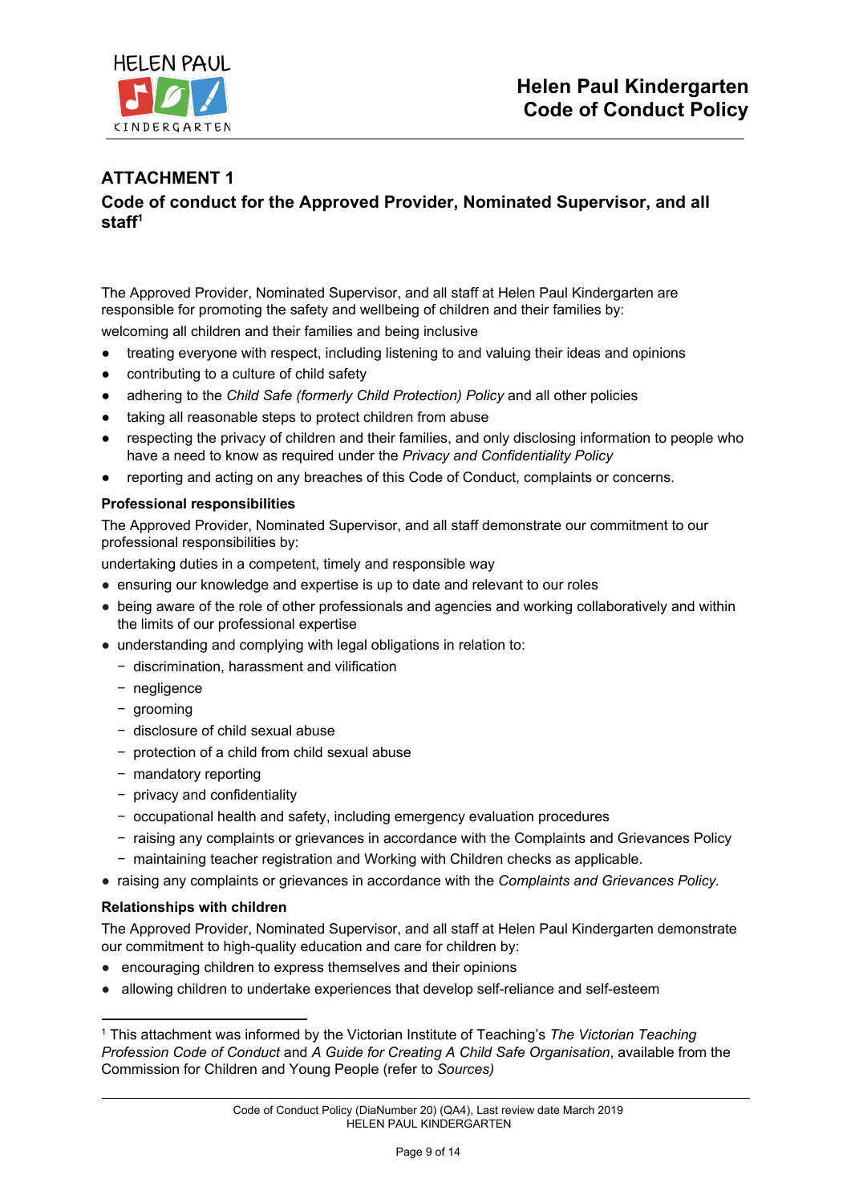## ATTACHMENT 1

### Code of conduct for the Approved Provider, Nominated Supervisor, and all staff[1]

The Approved Provider, Nominated Supervisor, and all staff at Helen Paul Kindergarten are responsible for promoting the safety and wellbeing of children and their families by:

welcoming all children and their families and being inclusive

- treating everyone with respect, including listening to and valuing their ideas and opinions
- contributing to a culture of child safety
- adhering to the *Child Safe (formerly Child Protection) Policy* and all other policies
- taking all reasonable steps to protect children from abuse
- respecting the privacy of children and their families, and only disclosing information to people who have a need to know as required under the *Privacy and Confidentiality Policy*
- reporting and acting on any breaches of this Code of Conduct, complaints or concerns.

**Professional responsibilities**

The Approved Provider, Nominated Supervisor, and all staff demonstrate our commitment to our professional responsibilities by:

undertaking duties in a competent, timely and responsible way

- ensuring our knowledge and expertise is up to date and relevant to our roles
- being aware of the role of other professionals and agencies and working collaboratively and within the limits of our professional expertise
- understanding and complying with legal obligations in relation to:
  - discrimination, harassment and vilification
  - negligence
  - grooming
  - disclosure of child sexual abuse
  - protection of a child from child sexual abuse
  - mandatory reporting
  - privacy and confidentiality
  - occupational health and safety, including emergency evaluation procedures
  - raising any complaints or grievances in accordance with the Complaints and Grievances Policy
  - maintaining teacher registration and Working with Children checks as applicable.
- raising any complaints or grievances in accordance with the *Complaints and Grievances Policy.*

**Relationships with children**

The Approved Provider, Nominated Supervisor, and all staff at Helen Paul Kindergarten demonstrate our commitment to high-quality education and care for children by:

- encouraging children to express themselves and their opinions
- allowing children to undertake experiences that develop self-reliance and self-esteem

[1] This attachment was informed by the Victorian Institute of Teaching's *The Victorian Teaching Profession Code of Conduct* and *A Guide for Creating A Child Safe Organisation*, available from the Commission for Children and Young People (refer to *Sources)*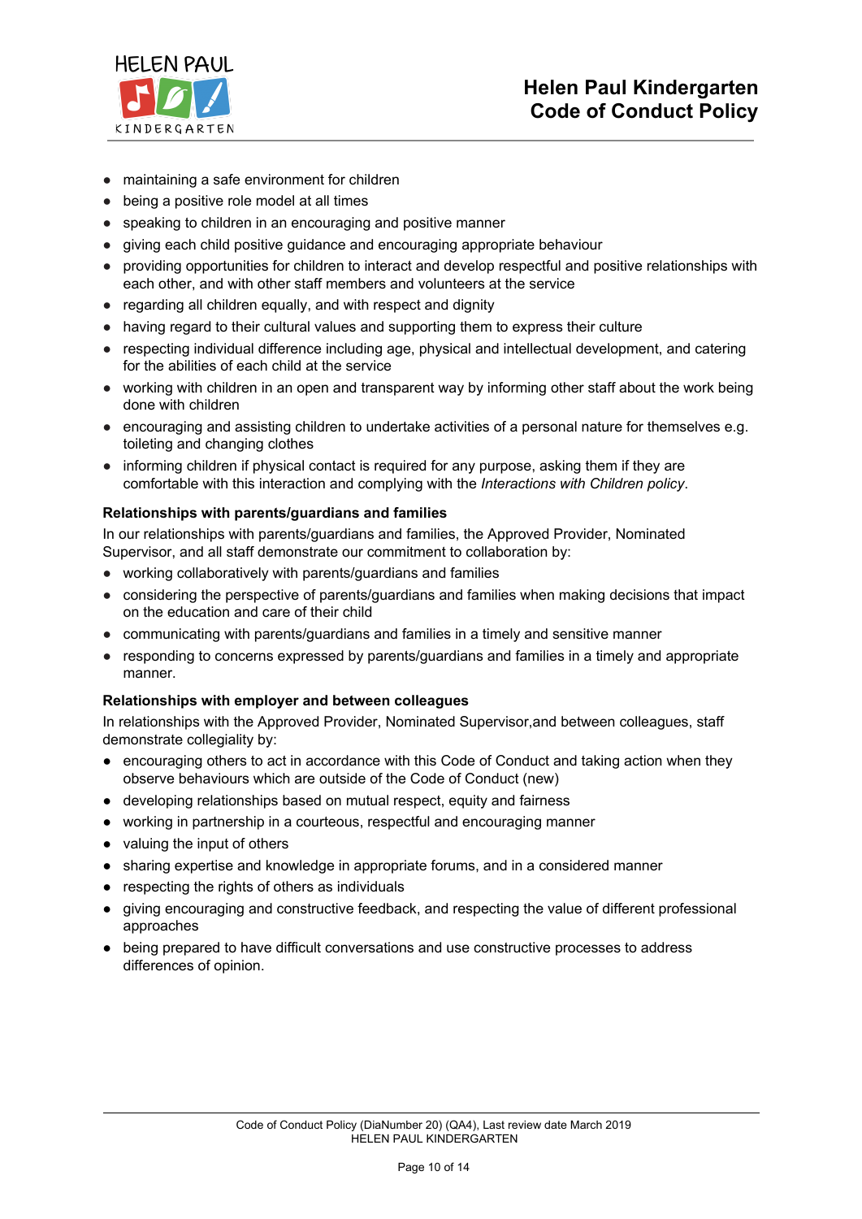- maintaining a safe environment for children
- being a positive role model at all times
- speaking to children in an encouraging and positive manner
- giving each child positive guidance and encouraging appropriate behaviour
- providing opportunities for children to interact and develop respectful and positive relationships with each other, and with other staff members and volunteers at the service
- regarding all children equally, and with respect and dignity
- having regard to their cultural values and supporting them to express their culture
- respecting individual difference including age, physical and intellectual development, and catering for the abilities of each child at the service
- working with children in an open and transparent way by informing other staff about the work being done with children
- encouraging and assisting children to undertake activities of a personal nature for themselves e.g. toileting and changing clothes
- informing children if physical contact is required for any purpose, asking them if they are comfortable with this interaction and complying with the *Interactions with Children policy*.

**Relationships with parents/guardians and families**

In our relationships with parents/guardians and families, the Approved Provider, Nominated Supervisor, and all staff demonstrate our commitment to collaboration by:

- working collaboratively with parents/guardians and families
- considering the perspective of parents/guardians and families when making decisions that impact on the education and care of their child
- communicating with parents/guardians and families in a timely and sensitive manner
- responding to concerns expressed by parents/guardians and families in a timely and appropriate manner.

**Relationships with employer and between colleagues**

In relationships with the Approved Provider, Nominated Supervisor,and between colleagues, staff demonstrate collegiality by:

- encouraging others to act in accordance with this Code of Conduct and taking action when they observe behaviours which are outside of the Code of Conduct (new)
- developing relationships based on mutual respect, equity and fairness
- working in partnership in a courteous, respectful and encouraging manner
- valuing the input of others
- sharing expertise and knowledge in appropriate forums, and in a considered manner
- respecting the rights of others as individuals
- giving encouraging and constructive feedback, and respecting the value of different professional approaches
- being prepared to have difficult conversations and use constructive processes to address differences of opinion.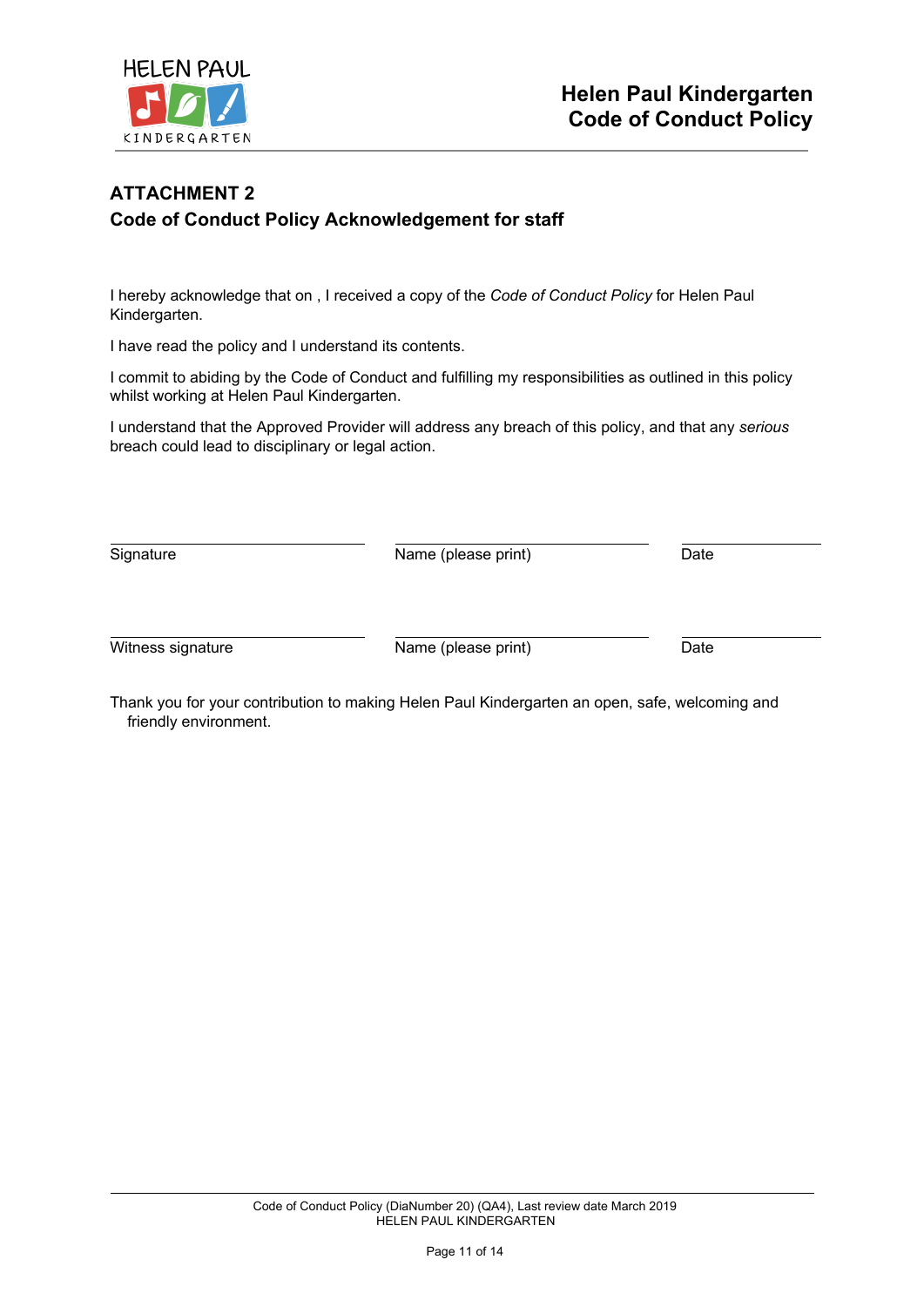## ATTACHMENT 2
## Code of Conduct Policy Acknowledgement for staff

I hereby acknowledge that on , I received a copy of the *Code of Conduct Policy* for Helen Paul Kindergarten.

I have read the policy and I understand its contents.

I commit to abiding by the Code of Conduct and fulfilling my responsibilities as outlined in this policy whilst working at Helen Paul Kindergarten.

I understand that the Approved Provider will address any breach of this policy, and that any *serious* breach could lead to disciplinary or legal action.

| ______________________ | ______________________ | ____________ |
|---|---|---|
| Signature | Name (please print) | Date |

| ______________________ | ______________________ | ____________ |
|---|---|---|
| Witness signature | Name (please print) | Date |

Thank you for your contribution to making Helen Paul Kindergarten an open, safe, welcoming and friendly environment.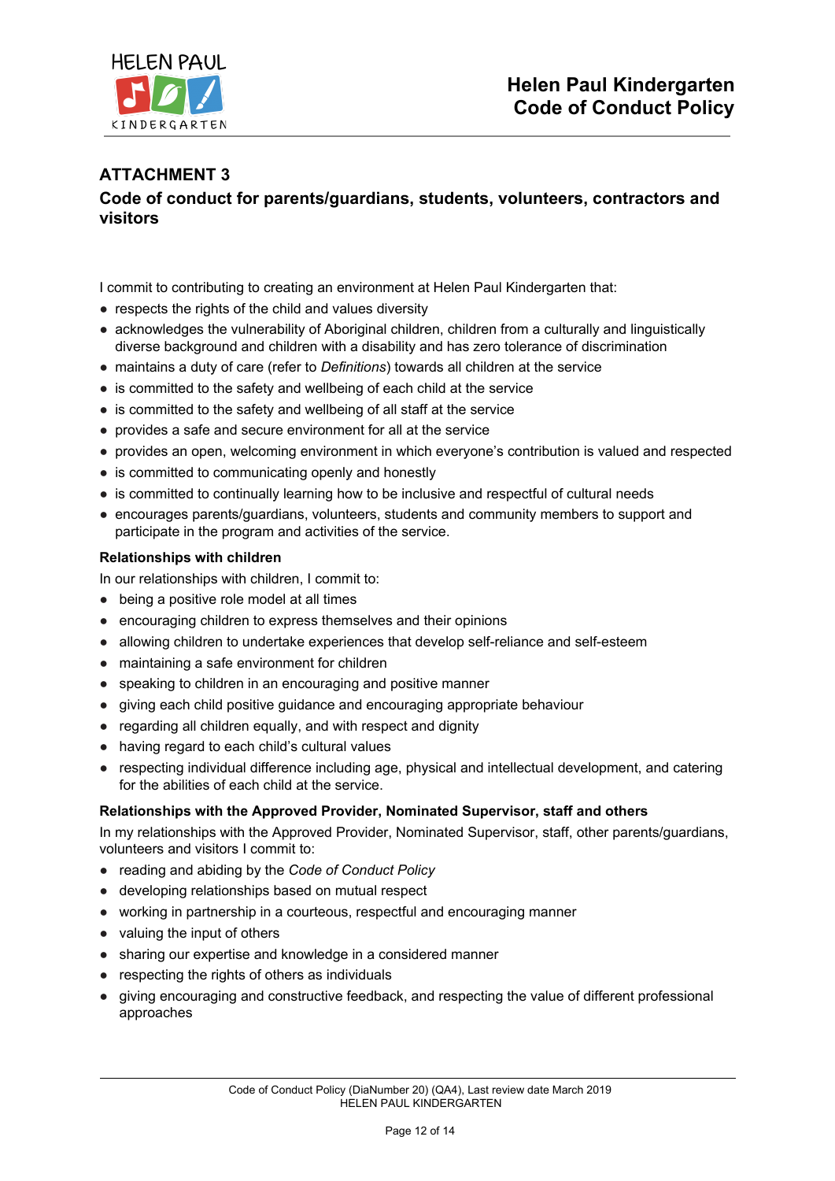## ATTACHMENT 3

### Code of conduct for parents/guardians, students, volunteers, contractors and visitors

I commit to contributing to creating an environment at Helen Paul Kindergarten that:

- respects the rights of the child and values diversity
- acknowledges the vulnerability of Aboriginal children, children from a culturally and linguistically diverse background and children with a disability and has zero tolerance of discrimination
- maintains a duty of care (refer to *Definitions*) towards all children at the service
- is committed to the safety and wellbeing of each child at the service
- is committed to the safety and wellbeing of all staff at the service
- provides a safe and secure environment for all at the service
- provides an open, welcoming environment in which everyone's contribution is valued and respected
- is committed to communicating openly and honestly
- is committed to continually learning how to be inclusive and respectful of cultural needs
- encourages parents/guardians, volunteers, students and community members to support and participate in the program and activities of the service.

**Relationships with children**

In our relationships with children, I commit to:

- being a positive role model at all times
- encouraging children to express themselves and their opinions
- allowing children to undertake experiences that develop self-reliance and self-esteem
- maintaining a safe environment for children
- speaking to children in an encouraging and positive manner
- giving each child positive guidance and encouraging appropriate behaviour
- regarding all children equally, and with respect and dignity
- having regard to each child's cultural values
- respecting individual difference including age, physical and intellectual development, and catering for the abilities of each child at the service.

**Relationships with the Approved Provider, Nominated Supervisor, staff and others**

In my relationships with the Approved Provider, Nominated Supervisor, staff, other parents/guardians, volunteers and visitors I commit to:

- reading and abiding by the *Code of Conduct Policy*
- developing relationships based on mutual respect
- working in partnership in a courteous, respectful and encouraging manner
- valuing the input of others
- sharing our expertise and knowledge in a considered manner
- respecting the rights of others as individuals
- giving encouraging and constructive feedback, and respecting the value of different professional approaches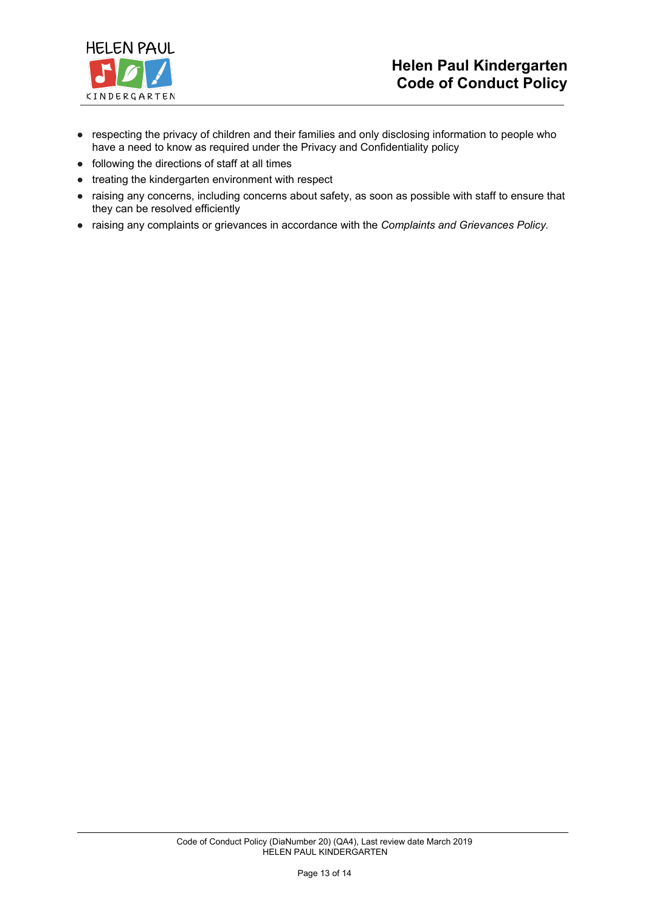- respecting the privacy of children and their families and only disclosing information to people who have a need to know as required under the Privacy and Confidentiality policy
- following the directions of staff at all times
- treating the kindergarten environment with respect
- raising any concerns, including concerns about safety, as soon as possible with staff to ensure that they can be resolved efficiently
- raising any complaints or grievances in accordance with the *Complaints and Grievances Policy.*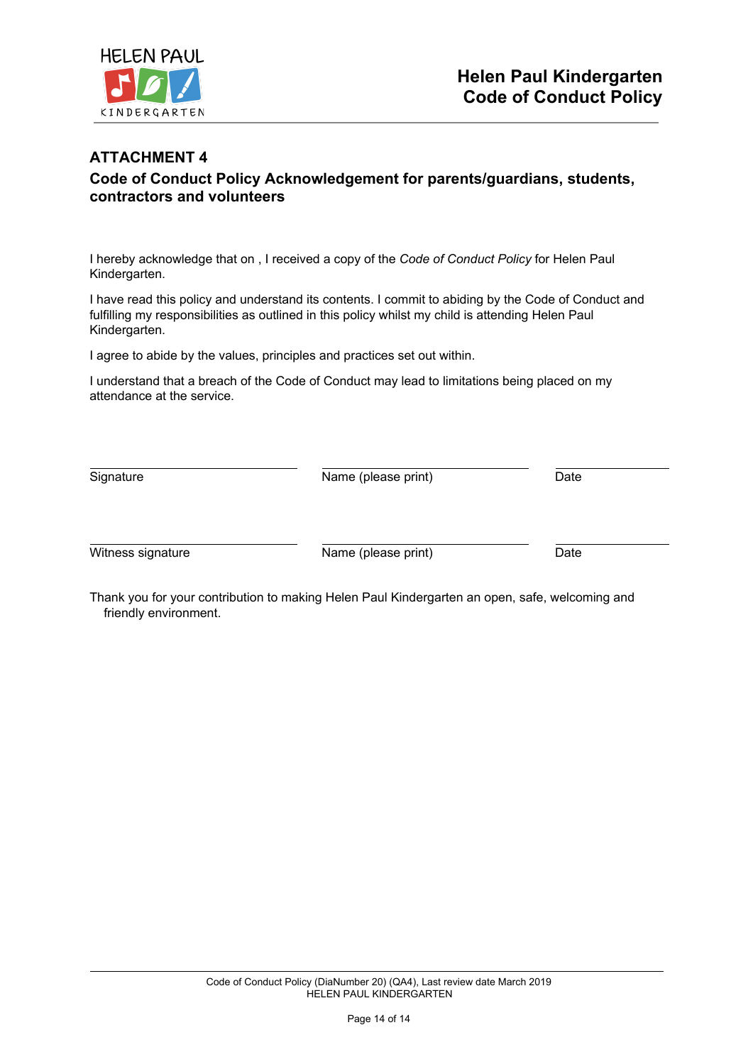## ATTACHMENT 4

### Code of Conduct Policy Acknowledgement for parents/guardians, students, contractors and volunteers

I hereby acknowledge that on , I received a copy of the *Code of Conduct Policy* for Helen Paul Kindergarten.

I have read this policy and understand its contents. I commit to abiding by the Code of Conduct and fulfilling my responsibilities as outlined in this policy whilst my child is attending Helen Paul Kindergarten.

I agree to abide by the values, principles and practices set out within.

I understand that a breach of the Code of Conduct may lead to limitations being placed on my attendance at the service.

| | | |
|---|---|---|
| Signature | Name (please print) | Date |
| Witness signature | Name (please print) | Date |

Thank you for your contribution to making Helen Paul Kindergarten an open, safe, welcoming and friendly environment.